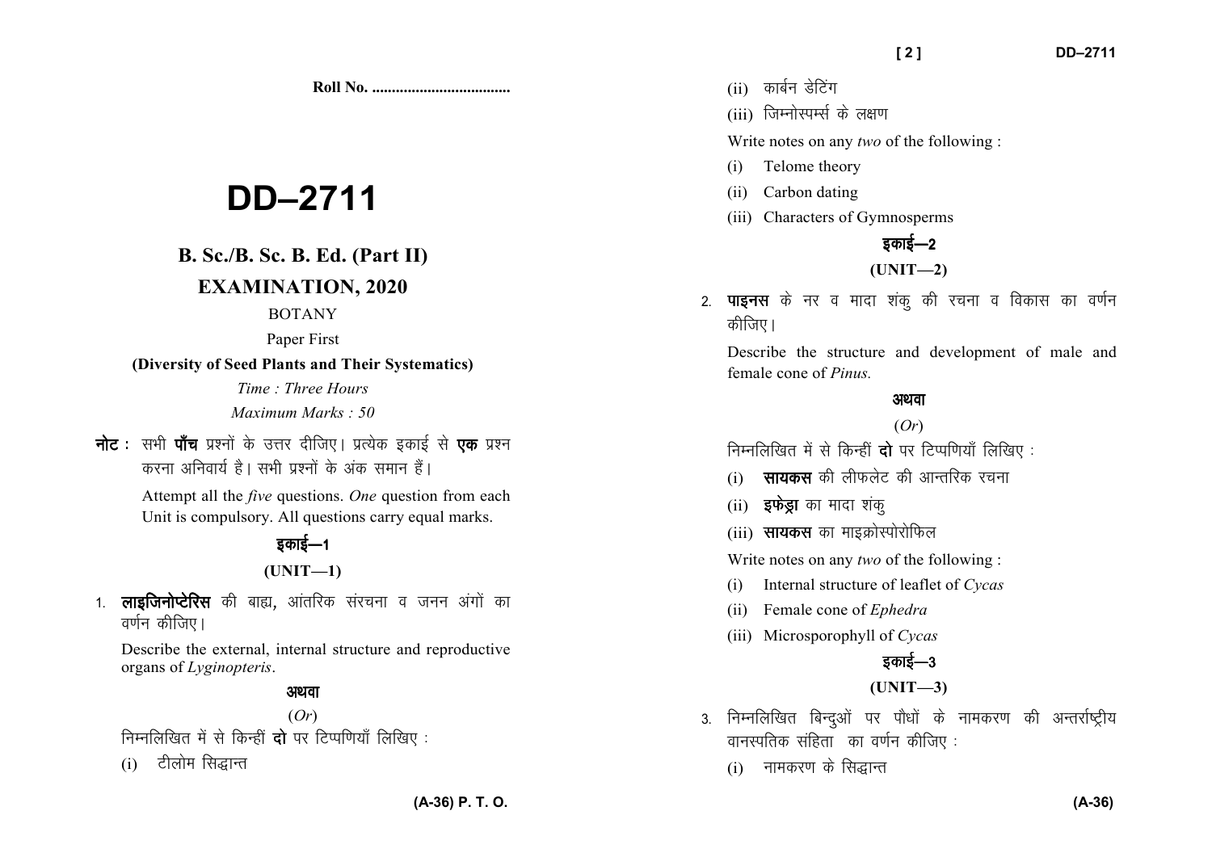Roll No. ..................................

# DD–2711

## B. Sc./B. Sc. B. Ed. (Part II)

## EXAMINATION, 2020

BOTANY

Paper First

**(Diversity of Seed Plants and Their Systematics)**

*Time : Three Hours*

*Maximum Marks : 50*

**नोट :** सभी **पाँच** प्रश्नों के उत्तर दीजिए। प्रत्येक इकाई से **एक** प्रश्न करना अनिवार्य है। सभी प्रश्नों के अंक समान हैं।

Attempt all the *five* questions. *One* question from each Unit is compulsory. All questions carry equal marks.

### इकाई—1

### (UNIT—1)

1. **लाइजिनोप्टेरिस** की बाह्य, आंतरिक संरचना व जनन अंगों का वर्णन कीजिए।

   Describe the external, internal structure and reproductive organs of *Lyginopteris*.

**अथवा**

(*Or*)

निम्नलिखित में से किन्हीं **दो** पर टिप्पणियाँ लिखिए :

(i) टीलोम सिद्धान्त

(ii) कार्बन डेटिंग

(iii) जिम्नोस्पर्म्स के लक्षण

Write notes on any *two* of the following :

(i) Telome theory

(ii) Carbon dating

(iii) Characters of Gymnosperms

### इकाई—2

### (UNIT—2)

2. **पाइनस** के नर व मादा शंकु की रचना व विकास का वर्णन कीजिए।

   Describe the structure and development of male and female cone of *Pinus.*

**अथवा**

(*Or*)

निम्नलिखित में से किन्हीं **दो** पर टिप्पणियाँ लिखिए :

(i) **सायकस** की लीफलेट की आन्तरिक रचना

(ii) **इफेड्रा** का मादा शंकु

(iii) **सायकस** का माइक्रोस्पोरोफिल

Write notes on any *two* of the following :

(i) Internal structure of leaflet of *Cycas*

(ii) Female cone of *Ephedra*

(iii) Microsporophyll of *Cycas*

### इकाई—3

### (UNIT—3)

3. निम्नलिखित बिन्दुओं पर पौधों के नामकरण की अन्तर्राष्ट्रीय वानस्पतिक संहिता का वर्णन कीजिए :

   (i) नामकरण के सिद्धान्त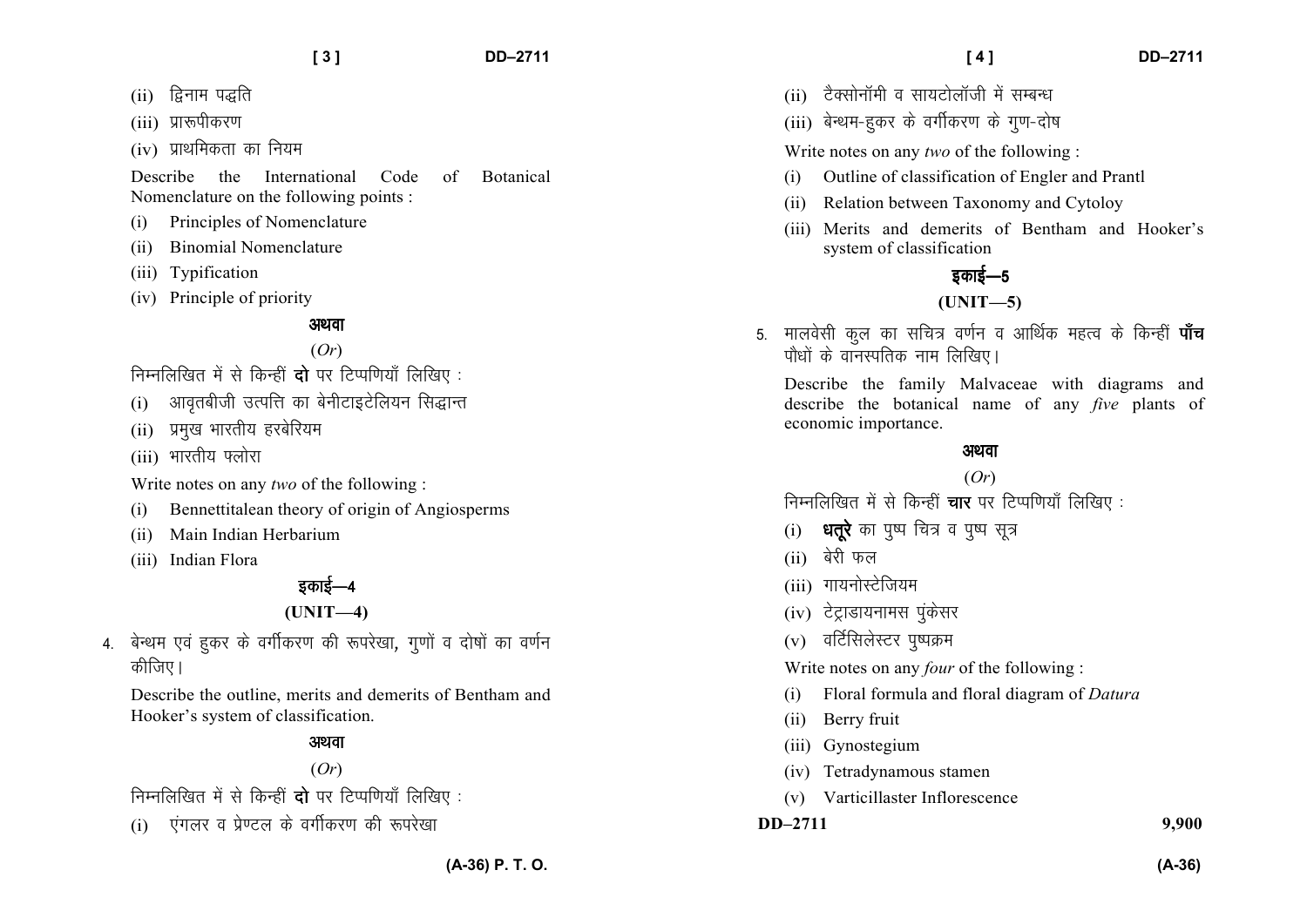(ii) द्विनाम पद्धति

(iii) प्रारूपीकरण

(iv) प्राथमिकता का नियम

Describe the International Code of Botanical Nomenclature on the following points :

(i) Principles of Nomenclature

(ii) Binomial Nomenclature

(iii) Typification

(iv) Principle of priority

**अथवा**

(*Or*)

निम्नलिखित में से किन्हीं **दो** पर टिप्पणियाँ लिखिए :

(i) आवृतबीजी उत्पत्ति का बेनीटाइटेलियन सिद्धान्त

(ii) प्रमुख भारतीय हरबेरियम

(iii) भारतीय फ्लोरा

Write notes on any *two* of the following :

(i) Bennettitalean theory of origin of Angiosperms

(ii) Main Indian Herbarium

(iii) Indian Flora

## इकाई—4

## (UNIT—4)

4. बेन्थम एवं हुकर के वर्गीकरण की रूपरेखा, गुणों व दोषों का वर्णन कीजिए।

Describe the outline, merits and demerits of Bentham and Hooker's system of classification.

**अथवा**

(*Or*)

निम्नलिखित में से किन्हीं **दो** पर टिप्पणियाँ लिखिए :

(i) एंगलर व प्रेण्टल के वर्गीकरण की रूपरेखा

(ii) टैक्सोनॉमी व सायटोलॉजी में सम्बन्ध

(iii) बेन्थम-हुकर के वर्गीकरण के गुण-दोष

Write notes on any *two* of the following :

(i) Outline of classification of Engler and Prantl

(ii) Relation between Taxonomy and Cytoloy

(iii) Merits and demerits of Bentham and Hooker's system of classification

## इकाई—5

## (UNIT—5)

5. मालवेसी कुल का सचित्र वर्णन व आर्थिक महत्व के किन्हीं **पाँच** पौधों के वानस्पतिक नाम लिखिए।

Describe the family Malvaceae with diagrams and describe the botanical name of any *five* plants of economic importance.

**अथवा**

(*Or*)

निम्नलिखित में से किन्हीं **चार** पर टिप्पणियाँ लिखिए :

(i) **धतूरे** का पुष्प चित्र व पुष्प सूत्र

(ii) बेरी फल

(iii) गायनोस्टेजियम

(iv) टेट्राडायनामस पुंकेसर

(v) वर्टिसिलेस्टर पुष्पक्रम

Write notes on any *four* of the following :

(i) Floral formula and floral diagram of *Datura*

(ii) Berry fruit

(iii) Gynostegium

(iv) Tetradynamous stamen

(v) Varticillaster Inflorescence

DD–2711 9,900